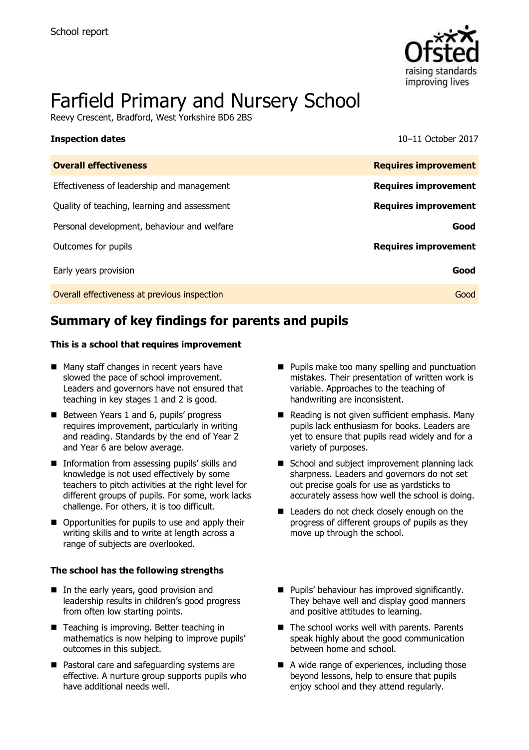School report

# Farfield Primary and Nursery School

Reevy Crescent, Bradford, West Yorkshire BD6 2BS

**Inspection dates** 10–11 October 2017

| **Overall effectiveness** | **Requires improvement** |
| --- | --- |
| Effectiveness of leadership and management | **Requires improvement** |
| Quality of teaching, learning and assessment | **Requires improvement** |
| Personal development, behaviour and welfare | **Good** |
| Outcomes for pupils | **Requires improvement** |
| Early years provision | **Good** |
| Overall effectiveness at previous inspection | Good |

## Summary of key findings for parents and pupils

**This is a school that requires improvement**

- Many staff changes in recent years have slowed the pace of school improvement. Leaders and governors have not ensured that teaching in key stages 1 and 2 is good.
- Between Years 1 and 6, pupils' progress requires improvement, particularly in writing and reading. Standards by the end of Year 2 and Year 6 are below average.
- Information from assessing pupils' skills and knowledge is not used effectively by some teachers to pitch activities at the right level for different groups of pupils. For some, work lacks challenge. For others, it is too difficult.
- Opportunities for pupils to use and apply their writing skills and to write at length across a range of subjects are overlooked.
- Pupils make too many spelling and punctuation mistakes. Their presentation of written work is variable. Approaches to the teaching of handwriting are inconsistent.
- Reading is not given sufficient emphasis. Many pupils lack enthusiasm for books. Leaders are yet to ensure that pupils read widely and for a variety of purposes.
- School and subject improvement planning lack sharpness. Leaders and governors do not set out precise goals for use as yardsticks to accurately assess how well the school is doing.
- Leaders do not check closely enough on the progress of different groups of pupils as they move up through the school.

**The school has the following strengths**

- In the early years, good provision and leadership results in children's good progress from often low starting points.
- Teaching is improving. Better teaching in mathematics is now helping to improve pupils' outcomes in this subject.
- Pastoral care and safeguarding systems are effective. A nurture group supports pupils who have additional needs well.
- Pupils' behaviour has improved significantly. They behave well and display good manners and positive attitudes to learning.
- The school works well with parents. Parents speak highly about the good communication between home and school.
- A wide range of experiences, including those beyond lessons, help to ensure that pupils enjoy school and they attend regularly.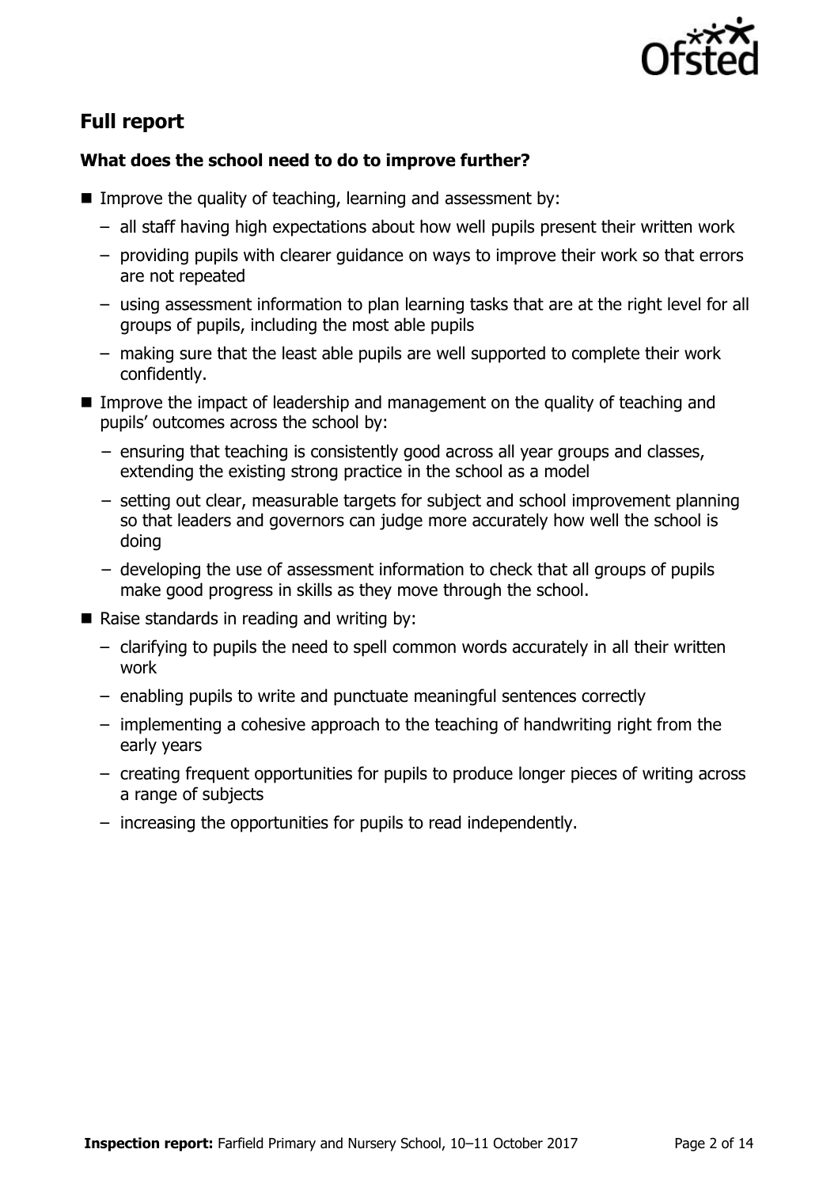## Full report

### What does the school need to do to improve further?

- Improve the quality of teaching, learning and assessment by:
  - all staff having high expectations about how well pupils present their written work
  - providing pupils with clearer guidance on ways to improve their work so that errors are not repeated
  - using assessment information to plan learning tasks that are at the right level for all groups of pupils, including the most able pupils
  - making sure that the least able pupils are well supported to complete their work confidently.
- Improve the impact of leadership and management on the quality of teaching and pupils' outcomes across the school by:
  - ensuring that teaching is consistently good across all year groups and classes, extending the existing strong practice in the school as a model
  - setting out clear, measurable targets for subject and school improvement planning so that leaders and governors can judge more accurately how well the school is doing
  - developing the use of assessment information to check that all groups of pupils make good progress in skills as they move through the school.
- Raise standards in reading and writing by:
  - clarifying to pupils the need to spell common words accurately in all their written work
  - enabling pupils to write and punctuate meaningful sentences correctly
  - implementing a cohesive approach to the teaching of handwriting right from the early years
  - creating frequent opportunities for pupils to produce longer pieces of writing across a range of subjects
  - increasing the opportunities for pupils to read independently.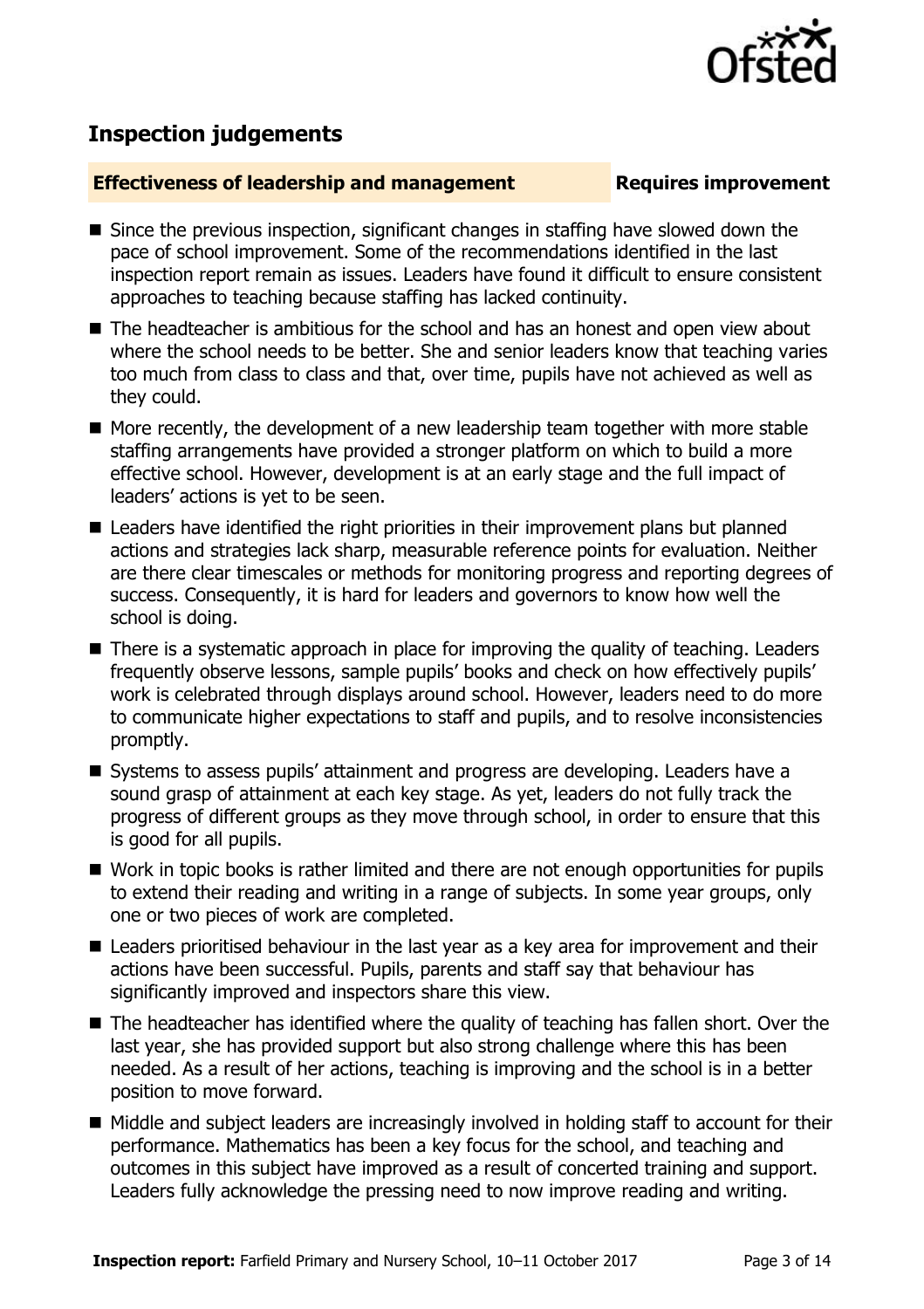## Inspection judgements

**Effectiveness of leadership and management** **Requires improvement**

- Since the previous inspection, significant changes in staffing have slowed down the pace of school improvement. Some of the recommendations identified in the last inspection report remain as issues. Leaders have found it difficult to ensure consistent approaches to teaching because staffing has lacked continuity.
- The headteacher is ambitious for the school and has an honest and open view about where the school needs to be better. She and senior leaders know that teaching varies too much from class to class and that, over time, pupils have not achieved as well as they could.
- More recently, the development of a new leadership team together with more stable staffing arrangements have provided a stronger platform on which to build a more effective school. However, development is at an early stage and the full impact of leaders' actions is yet to be seen.
- Leaders have identified the right priorities in their improvement plans but planned actions and strategies lack sharp, measurable reference points for evaluation. Neither are there clear timescales or methods for monitoring progress and reporting degrees of success. Consequently, it is hard for leaders and governors to know how well the school is doing.
- There is a systematic approach in place for improving the quality of teaching. Leaders frequently observe lessons, sample pupils' books and check on how effectively pupils' work is celebrated through displays around school. However, leaders need to do more to communicate higher expectations to staff and pupils, and to resolve inconsistencies promptly.
- Systems to assess pupils' attainment and progress are developing. Leaders have a sound grasp of attainment at each key stage. As yet, leaders do not fully track the progress of different groups as they move through school, in order to ensure that this is good for all pupils.
- Work in topic books is rather limited and there are not enough opportunities for pupils to extend their reading and writing in a range of subjects. In some year groups, only one or two pieces of work are completed.
- Leaders prioritised behaviour in the last year as a key area for improvement and their actions have been successful. Pupils, parents and staff say that behaviour has significantly improved and inspectors share this view.
- The headteacher has identified where the quality of teaching has fallen short. Over the last year, she has provided support but also strong challenge where this has been needed. As a result of her actions, teaching is improving and the school is in a better position to move forward.
- Middle and subject leaders are increasingly involved in holding staff to account for their performance. Mathematics has been a key focus for the school, and teaching and outcomes in this subject have improved as a result of concerted training and support. Leaders fully acknowledge the pressing need to now improve reading and writing.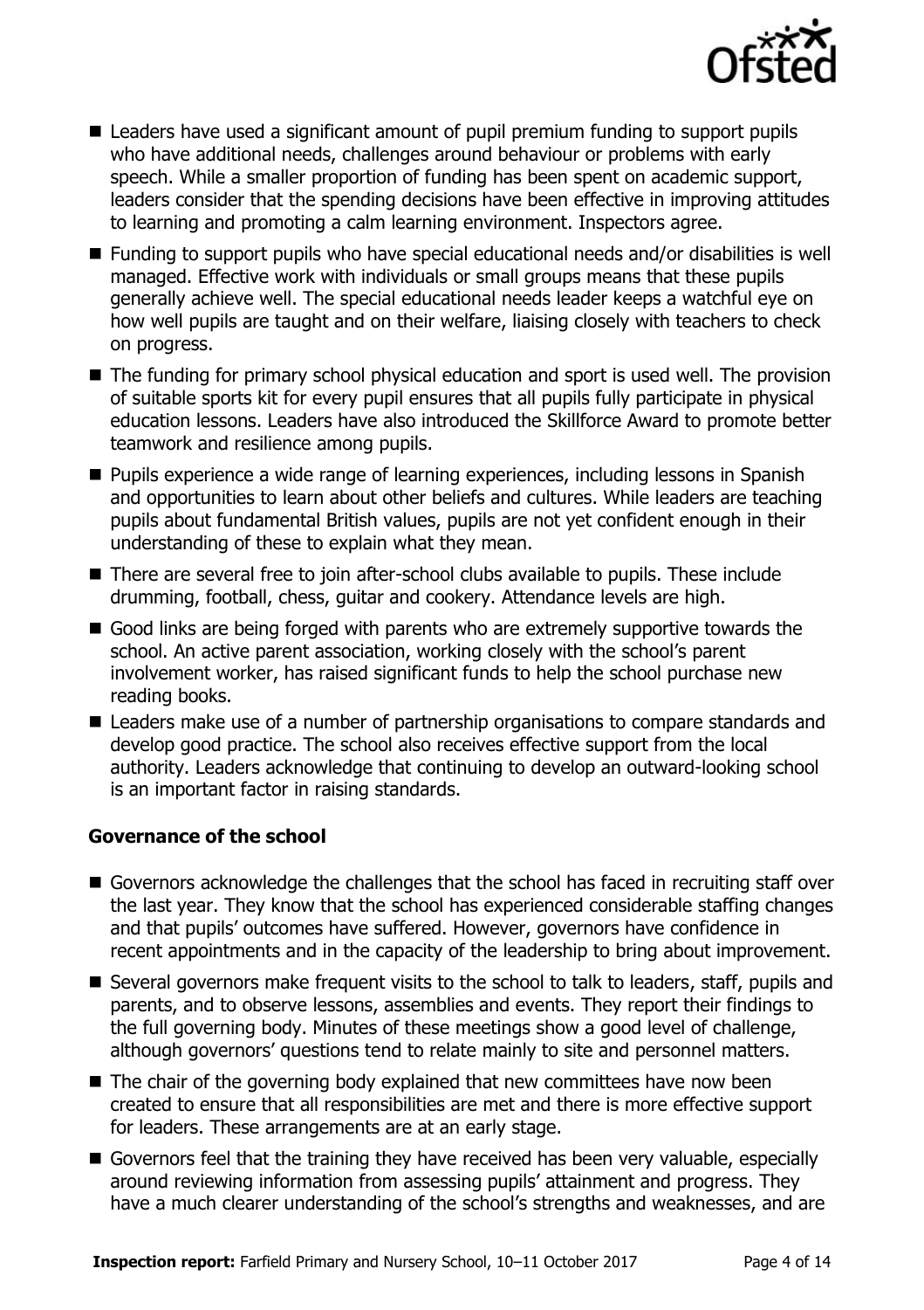- Leaders have used a significant amount of pupil premium funding to support pupils who have additional needs, challenges around behaviour or problems with early speech. While a smaller proportion of funding has been spent on academic support, leaders consider that the spending decisions have been effective in improving attitudes to learning and promoting a calm learning environment. Inspectors agree.
- Funding to support pupils who have special educational needs and/or disabilities is well managed. Effective work with individuals or small groups means that these pupils generally achieve well. The special educational needs leader keeps a watchful eye on how well pupils are taught and on their welfare, liaising closely with teachers to check on progress.
- The funding for primary school physical education and sport is used well. The provision of suitable sports kit for every pupil ensures that all pupils fully participate in physical education lessons. Leaders have also introduced the Skillforce Award to promote better teamwork and resilience among pupils.
- Pupils experience a wide range of learning experiences, including lessons in Spanish and opportunities to learn about other beliefs and cultures. While leaders are teaching pupils about fundamental British values, pupils are not yet confident enough in their understanding of these to explain what they mean.
- There are several free to join after-school clubs available to pupils. These include drumming, football, chess, guitar and cookery. Attendance levels are high.
- Good links are being forged with parents who are extremely supportive towards the school. An active parent association, working closely with the school's parent involvement worker, has raised significant funds to help the school purchase new reading books.
- Leaders make use of a number of partnership organisations to compare standards and develop good practice. The school also receives effective support from the local authority. Leaders acknowledge that continuing to develop an outward-looking school is an important factor in raising standards.

### Governance of the school

- Governors acknowledge the challenges that the school has faced in recruiting staff over the last year. They know that the school has experienced considerable staffing changes and that pupils' outcomes have suffered. However, governors have confidence in recent appointments and in the capacity of the leadership to bring about improvement.
- Several governors make frequent visits to the school to talk to leaders, staff, pupils and parents, and to observe lessons, assemblies and events. They report their findings to the full governing body. Minutes of these meetings show a good level of challenge, although governors' questions tend to relate mainly to site and personnel matters.
- The chair of the governing body explained that new committees have now been created to ensure that all responsibilities are met and there is more effective support for leaders. These arrangements are at an early stage.
- Governors feel that the training they have received has been very valuable, especially around reviewing information from assessing pupils' attainment and progress. They have a much clearer understanding of the school's strengths and weaknesses, and are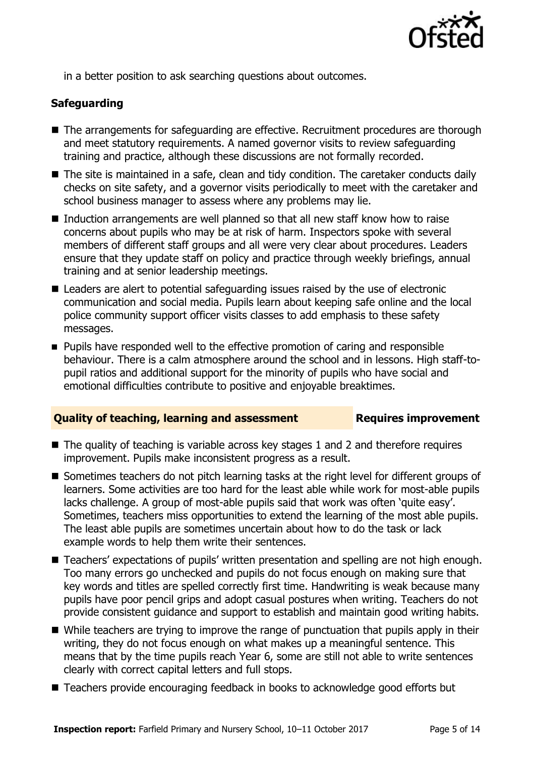in a better position to ask searching questions about outcomes.

### Safeguarding

- The arrangements for safeguarding are effective. Recruitment procedures are thorough and meet statutory requirements. A named governor visits to review safeguarding training and practice, although these discussions are not formally recorded.
- The site is maintained in a safe, clean and tidy condition. The caretaker conducts daily checks on site safety, and a governor visits periodically to meet with the caretaker and school business manager to assess where any problems may lie.
- Induction arrangements are well planned so that all new staff know how to raise concerns about pupils who may be at risk of harm. Inspectors spoke with several members of different staff groups and all were very clear about procedures. Leaders ensure that they update staff on policy and practice through weekly briefings, annual training and at senior leadership meetings.
- Leaders are alert to potential safeguarding issues raised by the use of electronic communication and social media. Pupils learn about keeping safe online and the local police community support officer visits classes to add emphasis to these safety messages.
- Pupils have responded well to the effective promotion of caring and responsible behaviour. There is a calm atmosphere around the school and in lessons. High staff-to-pupil ratios and additional support for the minority of pupils who have social and emotional difficulties contribute to positive and enjoyable breaktimes.

## Quality of teaching, learning and assessment — Requires improvement

- The quality of teaching is variable across key stages 1 and 2 and therefore requires improvement. Pupils make inconsistent progress as a result.
- Sometimes teachers do not pitch learning tasks at the right level for different groups of learners. Some activities are too hard for the least able while work for most-able pupils lacks challenge. A group of most-able pupils said that work was often 'quite easy'. Sometimes, teachers miss opportunities to extend the learning of the most able pupils. The least able pupils are sometimes uncertain about how to do the task or lack example words to help them write their sentences.
- Teachers' expectations of pupils' written presentation and spelling are not high enough. Too many errors go unchecked and pupils do not focus enough on making sure that key words and titles are spelled correctly first time. Handwriting is weak because many pupils have poor pencil grips and adopt casual postures when writing. Teachers do not provide consistent guidance and support to establish and maintain good writing habits.
- While teachers are trying to improve the range of punctuation that pupils apply in their writing, they do not focus enough on what makes up a meaningful sentence. This means that by the time pupils reach Year 6, some are still not able to write sentences clearly with correct capital letters and full stops.
- Teachers provide encouraging feedback in books to acknowledge good efforts but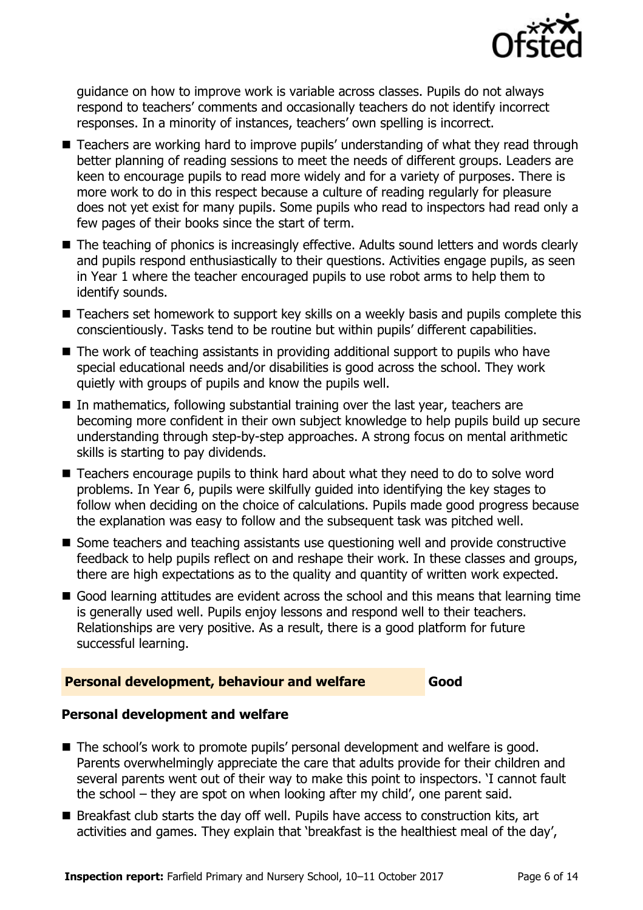guidance on how to improve work is variable across classes. Pupils do not always respond to teachers' comments and occasionally teachers do not identify incorrect responses. In a minority of instances, teachers' own spelling is incorrect.

- Teachers are working hard to improve pupils' understanding of what they read through better planning of reading sessions to meet the needs of different groups. Leaders are keen to encourage pupils to read more widely and for a variety of purposes. There is more work to do in this respect because a culture of reading regularly for pleasure does not yet exist for many pupils. Some pupils who read to inspectors had read only a few pages of their books since the start of term.
- The teaching of phonics is increasingly effective. Adults sound letters and words clearly and pupils respond enthusiastically to their questions. Activities engage pupils, as seen in Year 1 where the teacher encouraged pupils to use robot arms to help them to identify sounds.
- Teachers set homework to support key skills on a weekly basis and pupils complete this conscientiously. Tasks tend to be routine but within pupils' different capabilities.
- The work of teaching assistants in providing additional support to pupils who have special educational needs and/or disabilities is good across the school. They work quietly with groups of pupils and know the pupils well.
- In mathematics, following substantial training over the last year, teachers are becoming more confident in their own subject knowledge to help pupils build up secure understanding through step-by-step approaches. A strong focus on mental arithmetic skills is starting to pay dividends.
- Teachers encourage pupils to think hard about what they need to do to solve word problems. In Year 6, pupils were skilfully guided into identifying the key stages to follow when deciding on the choice of calculations. Pupils made good progress because the explanation was easy to follow and the subsequent task was pitched well.
- Some teachers and teaching assistants use questioning well and provide constructive feedback to help pupils reflect on and reshape their work. In these classes and groups, there are high expectations as to the quality and quantity of written work expected.
- Good learning attitudes are evident across the school and this means that learning time is generally used well. Pupils enjoy lessons and respond well to their teachers. Relationships are very positive. As a result, there is a good platform for future successful learning.

## Personal development, behaviour and welfare — Good

### Personal development and welfare

- The school's work to promote pupils' personal development and welfare is good. Parents overwhelmingly appreciate the care that adults provide for their children and several parents went out of their way to make this point to inspectors. 'I cannot fault the school – they are spot on when looking after my child', one parent said.
- Breakfast club starts the day off well. Pupils have access to construction kits, art activities and games. They explain that 'breakfast is the healthiest meal of the day',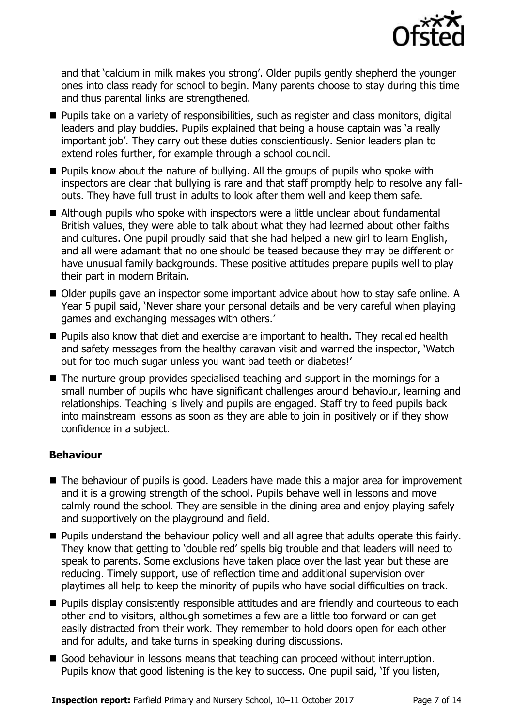and that 'calcium in milk makes you strong'. Older pupils gently shepherd the younger ones into class ready for school to begin. Many parents choose to stay during this time and thus parental links are strengthened.

- Pupils take on a variety of responsibilities, such as register and class monitors, digital leaders and play buddies. Pupils explained that being a house captain was 'a really important job'. They carry out these duties conscientiously. Senior leaders plan to extend roles further, for example through a school council.
- Pupils know about the nature of bullying. All the groups of pupils who spoke with inspectors are clear that bullying is rare and that staff promptly help to resolve any fall-outs. They have full trust in adults to look after them well and keep them safe.
- Although pupils who spoke with inspectors were a little unclear about fundamental British values, they were able to talk about what they had learned about other faiths and cultures. One pupil proudly said that she had helped a new girl to learn English, and all were adamant that no one should be teased because they may be different or have unusual family backgrounds. These positive attitudes prepare pupils well to play their part in modern Britain.
- Older pupils gave an inspector some important advice about how to stay safe online. A Year 5 pupil said, 'Never share your personal details and be very careful when playing games and exchanging messages with others.'
- Pupils also know that diet and exercise are important to health. They recalled health and safety messages from the healthy caravan visit and warned the inspector, 'Watch out for too much sugar unless you want bad teeth or diabetes!'
- The nurture group provides specialised teaching and support in the mornings for a small number of pupils who have significant challenges around behaviour, learning and relationships. Teaching is lively and pupils are engaged. Staff try to feed pupils back into mainstream lessons as soon as they are able to join in positively or if they show confidence in a subject.

### Behaviour

- The behaviour of pupils is good. Leaders have made this a major area for improvement and it is a growing strength of the school. Pupils behave well in lessons and move calmly round the school. They are sensible in the dining area and enjoy playing safely and supportively on the playground and field.
- Pupils understand the behaviour policy well and all agree that adults operate this fairly. They know that getting to 'double red' spells big trouble and that leaders will need to speak to parents. Some exclusions have taken place over the last year but these are reducing. Timely support, use of reflection time and additional supervision over playtimes all help to keep the minority of pupils who have social difficulties on track.
- Pupils display consistently responsible attitudes and are friendly and courteous to each other and to visitors, although sometimes a few are a little too forward or can get easily distracted from their work. They remember to hold doors open for each other and for adults, and take turns in speaking during discussions.
- Good behaviour in lessons means that teaching can proceed without interruption. Pupils know that good listening is the key to success. One pupil said, 'If you listen,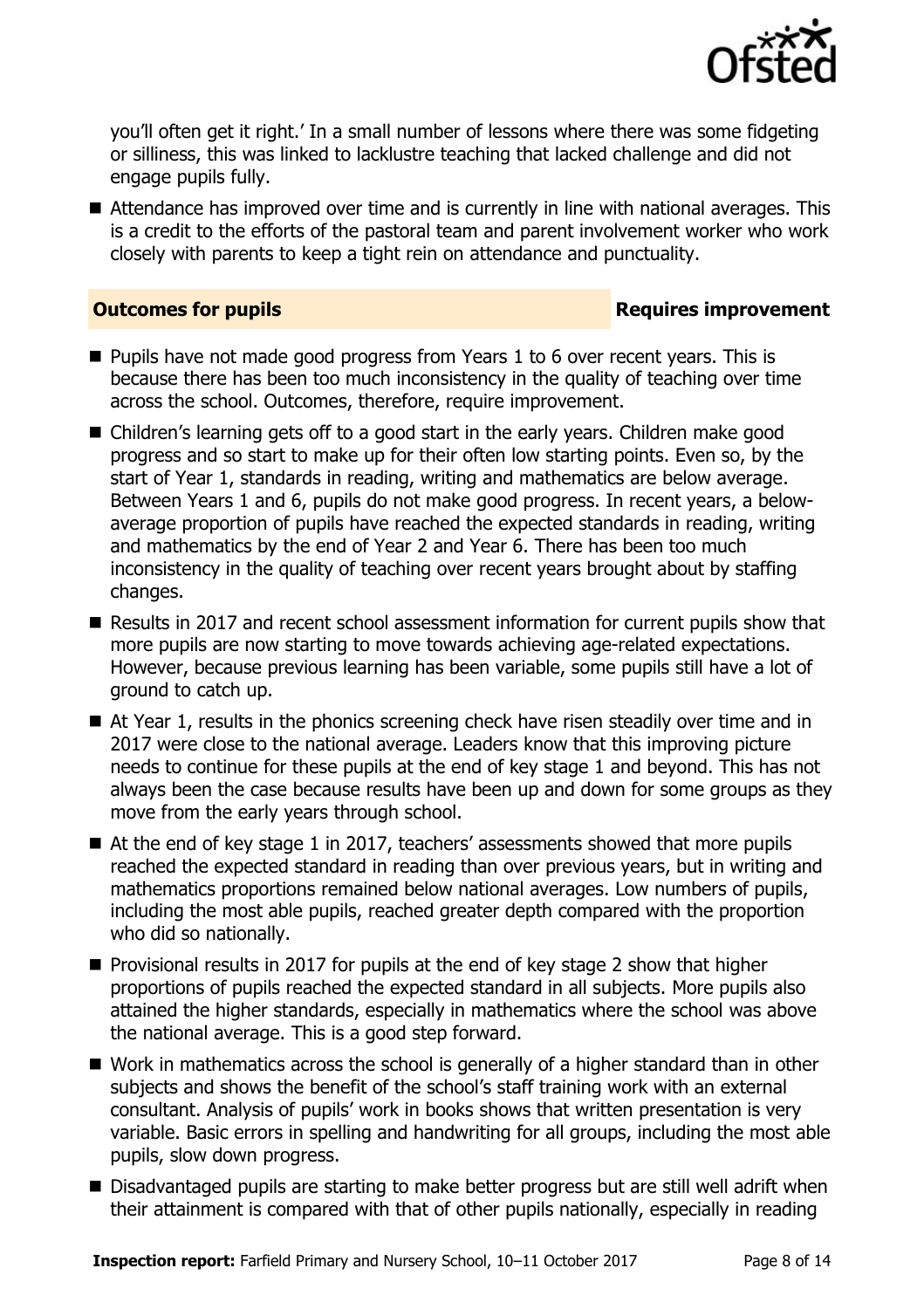you'll often get it right.' In a small number of lessons where there was some fidgeting or silliness, this was linked to lacklustre teaching that lacked challenge and did not engage pupils fully.

- Attendance has improved over time and is currently in line with national averages. This is a credit to the efforts of the pastoral team and parent involvement worker who work closely with parents to keep a tight rein on attendance and punctuality.

### Outcomes for pupils — Requires improvement

- Pupils have not made good progress from Years 1 to 6 over recent years. This is because there has been too much inconsistency in the quality of teaching over time across the school. Outcomes, therefore, require improvement.
- Children's learning gets off to a good start in the early years. Children make good progress and so start to make up for their often low starting points. Even so, by the start of Year 1, standards in reading, writing and mathematics are below average. Between Years 1 and 6, pupils do not make good progress. In recent years, a below-average proportion of pupils have reached the expected standards in reading, writing and mathematics by the end of Year 2 and Year 6. There has been too much inconsistency in the quality of teaching over recent years brought about by staffing changes.
- Results in 2017 and recent school assessment information for current pupils show that more pupils are now starting to move towards achieving age-related expectations. However, because previous learning has been variable, some pupils still have a lot of ground to catch up.
- At Year 1, results in the phonics screening check have risen steadily over time and in 2017 were close to the national average. Leaders know that this improving picture needs to continue for these pupils at the end of key stage 1 and beyond. This has not always been the case because results have been up and down for some groups as they move from the early years through school.
- At the end of key stage 1 in 2017, teachers' assessments showed that more pupils reached the expected standard in reading than over previous years, but in writing and mathematics proportions remained below national averages. Low numbers of pupils, including the most able pupils, reached greater depth compared with the proportion who did so nationally.
- Provisional results in 2017 for pupils at the end of key stage 2 show that higher proportions of pupils reached the expected standard in all subjects. More pupils also attained the higher standards, especially in mathematics where the school was above the national average. This is a good step forward.
- Work in mathematics across the school is generally of a higher standard than in other subjects and shows the benefit of the school's staff training work with an external consultant. Analysis of pupils' work in books shows that written presentation is very variable. Basic errors in spelling and handwriting for all groups, including the most able pupils, slow down progress.
- Disadvantaged pupils are starting to make better progress but are still well adrift when their attainment is compared with that of other pupils nationally, especially in reading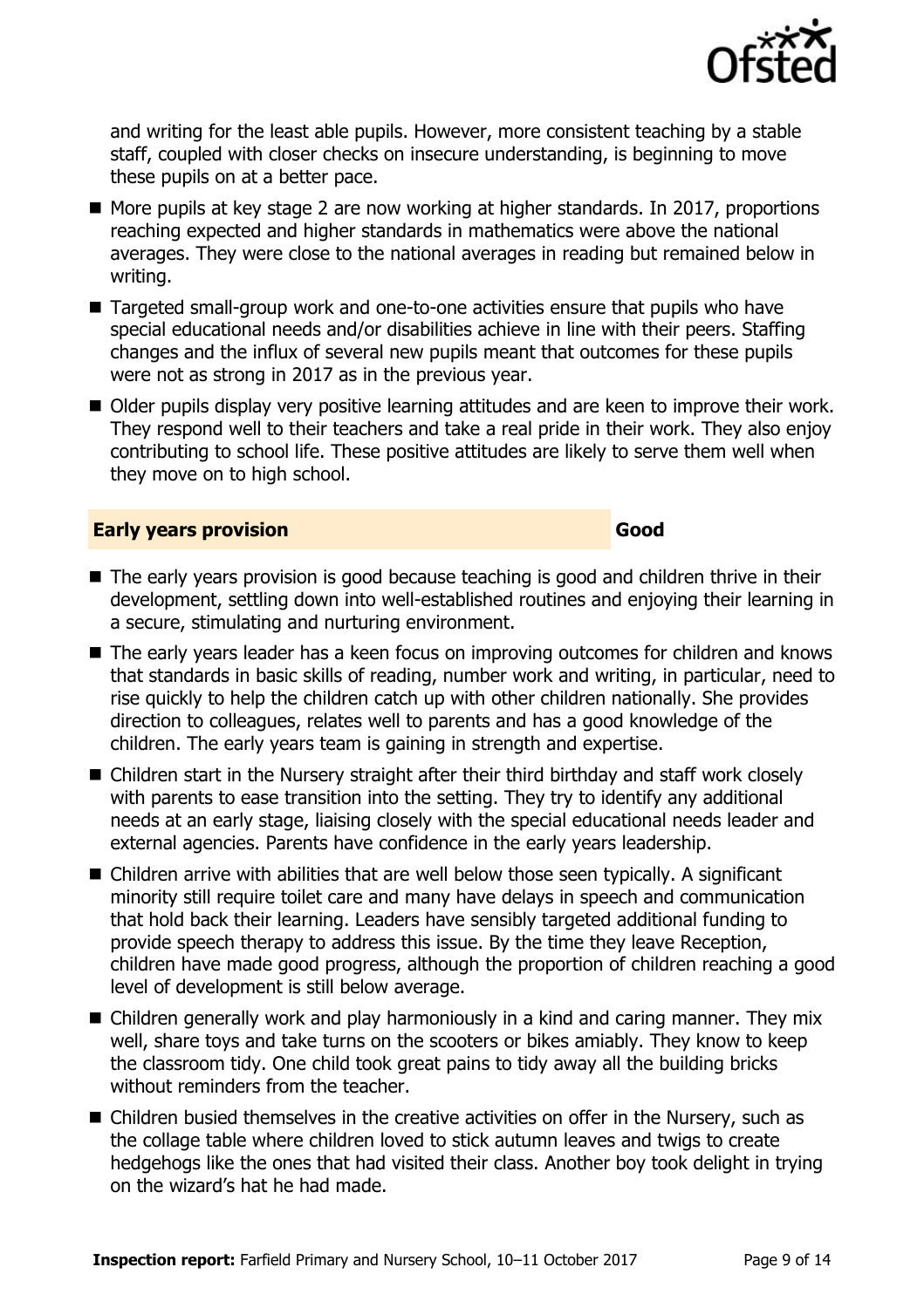and writing for the least able pupils. However, more consistent teaching by a stable staff, coupled with closer checks on insecure understanding, is beginning to move these pupils on at a better pace.

- More pupils at key stage 2 are now working at higher standards. In 2017, proportions reaching expected and higher standards in mathematics were above the national averages. They were close to the national averages in reading but remained below in writing.
- Targeted small-group work and one-to-one activities ensure that pupils who have special educational needs and/or disabilities achieve in line with their peers. Staffing changes and the influx of several new pupils meant that outcomes for these pupils were not as strong in 2017 as in the previous year.
- Older pupils display very positive learning attitudes and are keen to improve their work. They respond well to their teachers and take a real pride in their work. They also enjoy contributing to school life. These positive attitudes are likely to serve them well when they move on to high school.

## Early years provision — Good

- The early years provision is good because teaching is good and children thrive in their development, settling down into well-established routines and enjoying their learning in a secure, stimulating and nurturing environment.
- The early years leader has a keen focus on improving outcomes for children and knows that standards in basic skills of reading, number work and writing, in particular, need to rise quickly to help the children catch up with other children nationally. She provides direction to colleagues, relates well to parents and has a good knowledge of the children. The early years team is gaining in strength and expertise.
- Children start in the Nursery straight after their third birthday and staff work closely with parents to ease transition into the setting. They try to identify any additional needs at an early stage, liaising closely with the special educational needs leader and external agencies. Parents have confidence in the early years leadership.
- Children arrive with abilities that are well below those seen typically. A significant minority still require toilet care and many have delays in speech and communication that hold back their learning. Leaders have sensibly targeted additional funding to provide speech therapy to address this issue. By the time they leave Reception, children have made good progress, although the proportion of children reaching a good level of development is still below average.
- Children generally work and play harmoniously in a kind and caring manner. They mix well, share toys and take turns on the scooters or bikes amiably. They know to keep the classroom tidy. One child took great pains to tidy away all the building bricks without reminders from the teacher.
- Children busied themselves in the creative activities on offer in the Nursery, such as the collage table where children loved to stick autumn leaves and twigs to create hedgehogs like the ones that had visited their class. Another boy took delight in trying on the wizard's hat he had made.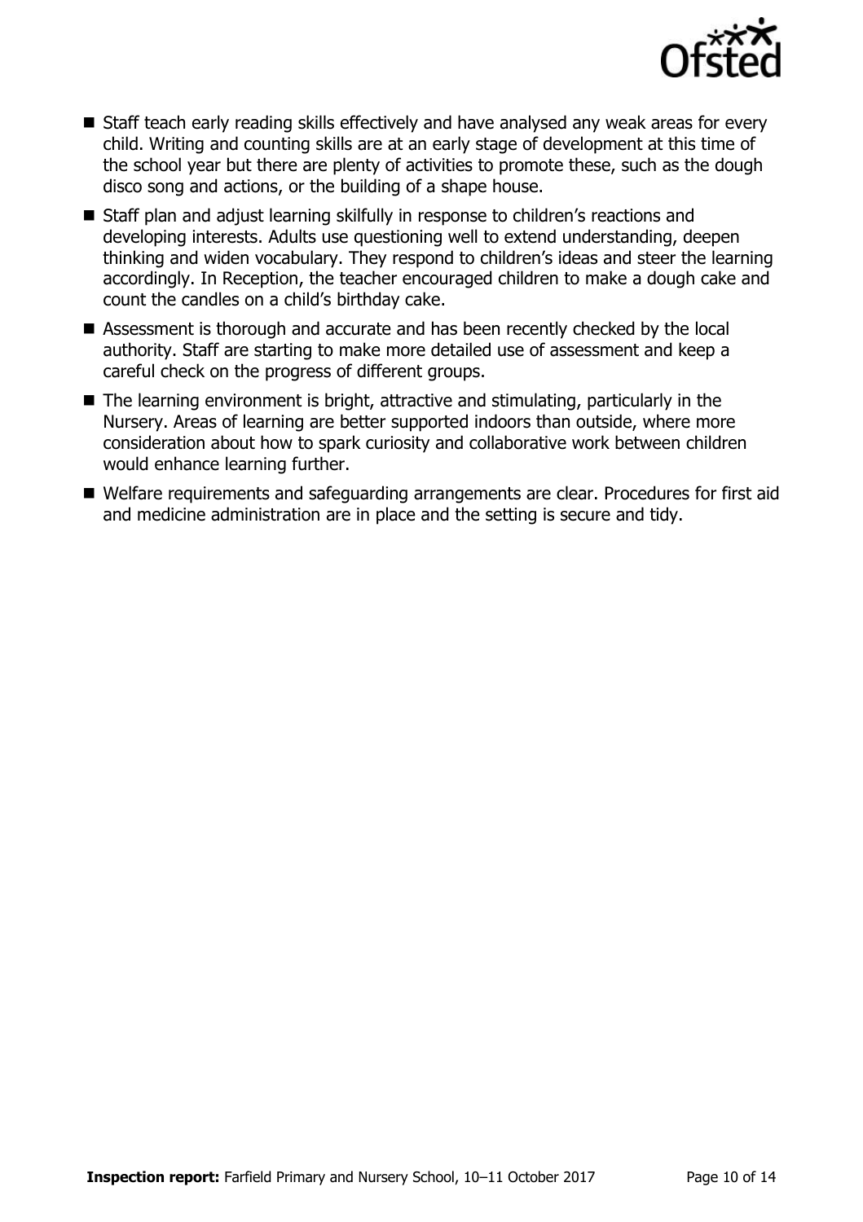- Staff teach early reading skills effectively and have analysed any weak areas for every child. Writing and counting skills are at an early stage of development at this time of the school year but there are plenty of activities to promote these, such as the dough disco song and actions, or the building of a shape house.
- Staff plan and adjust learning skilfully in response to children's reactions and developing interests. Adults use questioning well to extend understanding, deepen thinking and widen vocabulary. They respond to children's ideas and steer the learning accordingly. In Reception, the teacher encouraged children to make a dough cake and count the candles on a child's birthday cake.
- Assessment is thorough and accurate and has been recently checked by the local authority. Staff are starting to make more detailed use of assessment and keep a careful check on the progress of different groups.
- The learning environment is bright, attractive and stimulating, particularly in the Nursery. Areas of learning are better supported indoors than outside, where more consideration about how to spark curiosity and collaborative work between children would enhance learning further.
- Welfare requirements and safeguarding arrangements are clear. Procedures for first aid and medicine administration are in place and the setting is secure and tidy.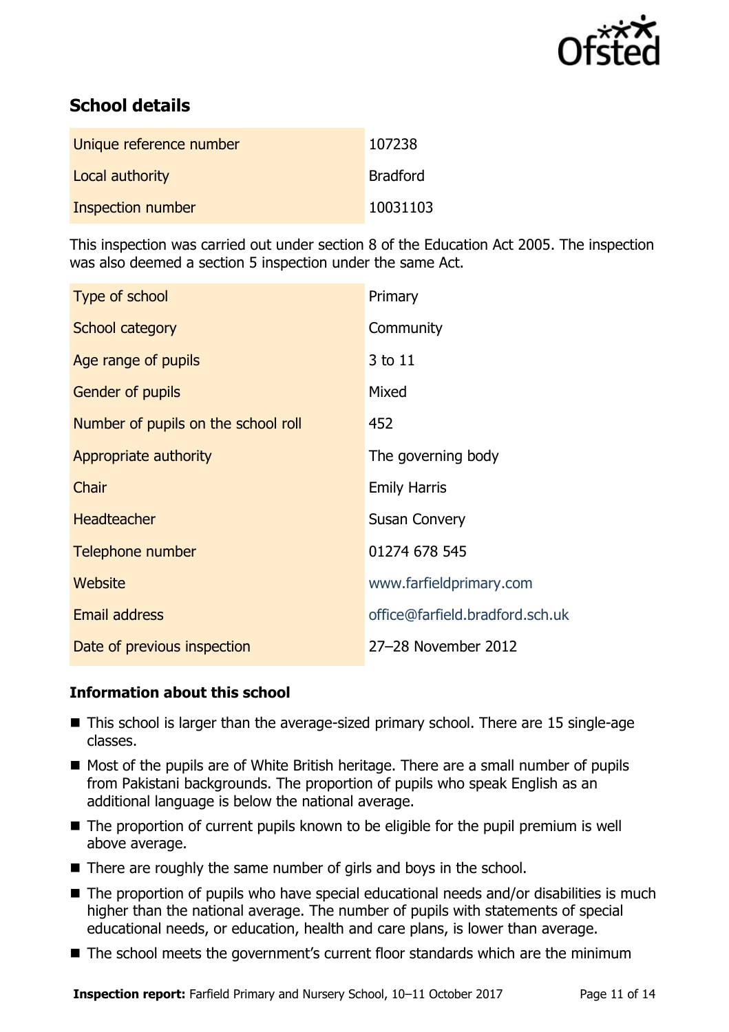## School details

| | |
|---|---|
| Unique reference number | 107238 |
| Local authority | Bradford |
| Inspection number | 10031103 |

This inspection was carried out under section 8 of the Education Act 2005. The inspection was also deemed a section 5 inspection under the same Act.

| | |
|---|---|
| Type of school | Primary |
| School category | Community |
| Age range of pupils | 3 to 11 |
| Gender of pupils | Mixed |
| Number of pupils on the school roll | 452 |
| Appropriate authority | The governing body |
| Chair | Emily Harris |
| Headteacher | Susan Convery |
| Telephone number | 01274 678 545 |
| Website | www.farfieldprimary.com |
| Email address | office@farfield.bradford.sch.uk |
| Date of previous inspection | 27–28 November 2012 |

### Information about this school

- This school is larger than the average-sized primary school. There are 15 single-age classes.
- Most of the pupils are of White British heritage. There are a small number of pupils from Pakistani backgrounds. The proportion of pupils who speak English as an additional language is below the national average.
- The proportion of current pupils known to be eligible for the pupil premium is well above average.
- There are roughly the same number of girls and boys in the school.
- The proportion of pupils who have special educational needs and/or disabilities is much higher than the national average. The number of pupils with statements of special educational needs, or education, health and care plans, is lower than average.
- The school meets the government's current floor standards which are the minimum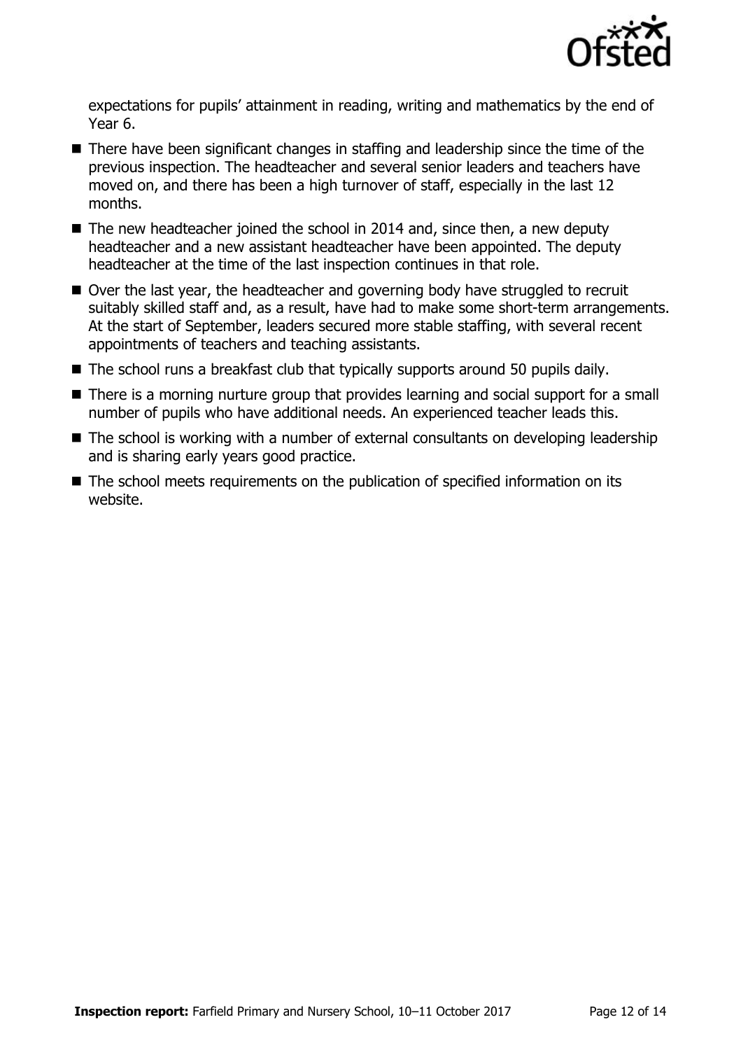expectations for pupils' attainment in reading, writing and mathematics by the end of Year 6.

- There have been significant changes in staffing and leadership since the time of the previous inspection. The headteacher and several senior leaders and teachers have moved on, and there has been a high turnover of staff, especially in the last 12 months.
- The new headteacher joined the school in 2014 and, since then, a new deputy headteacher and a new assistant headteacher have been appointed. The deputy headteacher at the time of the last inspection continues in that role.
- Over the last year, the headteacher and governing body have struggled to recruit suitably skilled staff and, as a result, have had to make some short-term arrangements. At the start of September, leaders secured more stable staffing, with several recent appointments of teachers and teaching assistants.
- The school runs a breakfast club that typically supports around 50 pupils daily.
- There is a morning nurture group that provides learning and social support for a small number of pupils who have additional needs. An experienced teacher leads this.
- The school is working with a number of external consultants on developing leadership and is sharing early years good practice.
- The school meets requirements on the publication of specified information on its website.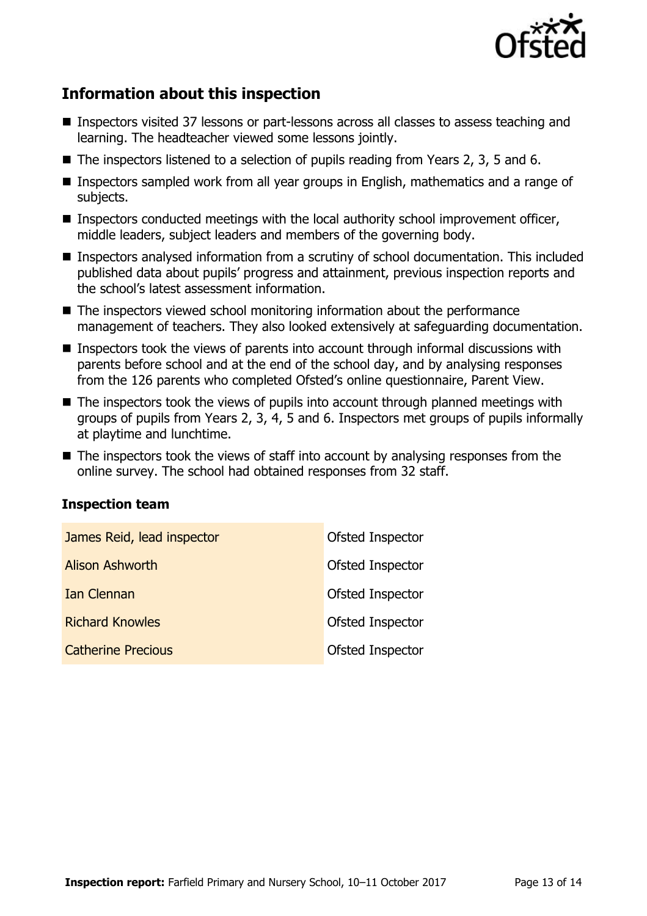## Information about this inspection

- Inspectors visited 37 lessons or part-lessons across all classes to assess teaching and learning. The headteacher viewed some lessons jointly.
- The inspectors listened to a selection of pupils reading from Years 2, 3, 5 and 6.
- Inspectors sampled work from all year groups in English, mathematics and a range of subjects.
- Inspectors conducted meetings with the local authority school improvement officer, middle leaders, subject leaders and members of the governing body.
- Inspectors analysed information from a scrutiny of school documentation. This included published data about pupils' progress and attainment, previous inspection reports and the school's latest assessment information.
- The inspectors viewed school monitoring information about the performance management of teachers. They also looked extensively at safeguarding documentation.
- Inspectors took the views of parents into account through informal discussions with parents before school and at the end of the school day, and by analysing responses from the 126 parents who completed Ofsted's online questionnaire, Parent View.
- The inspectors took the views of pupils into account through planned meetings with groups of pupils from Years 2, 3, 4, 5 and 6. Inspectors met groups of pupils informally at playtime and lunchtime.
- The inspectors took the views of staff into account by analysing responses from the online survey. The school had obtained responses from 32 staff.

### Inspection team

| | |
|---|---|
| James Reid, lead inspector | Ofsted Inspector |
| Alison Ashworth | Ofsted Inspector |
| Ian Clennan | Ofsted Inspector |
| Richard Knowles | Ofsted Inspector |
| Catherine Precious | Ofsted Inspector |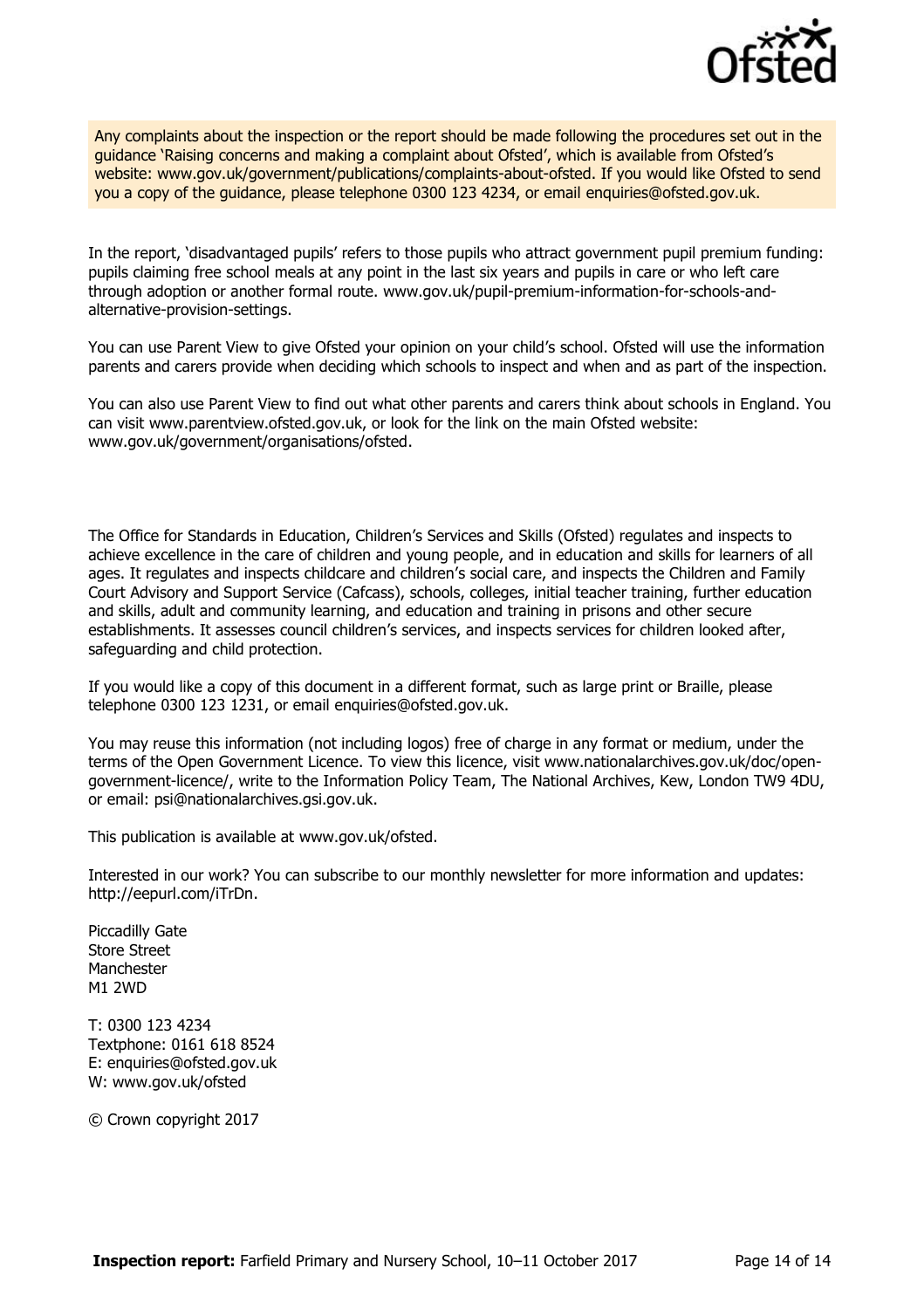Any complaints about the inspection or the report should be made following the procedures set out in the guidance 'Raising concerns and making a complaint about Ofsted', which is available from Ofsted's website: www.gov.uk/government/publications/complaints-about-ofsted. If you would like Ofsted to send you a copy of the guidance, please telephone 0300 123 4234, or email enquiries@ofsted.gov.uk.

In the report, 'disadvantaged pupils' refers to those pupils who attract government pupil premium funding: pupils claiming free school meals at any point in the last six years and pupils in care or who left care through adoption or another formal route. www.gov.uk/pupil-premium-information-for-schools-and-alternative-provision-settings.

You can use Parent View to give Ofsted your opinion on your child's school. Ofsted will use the information parents and carers provide when deciding which schools to inspect and when and as part of the inspection.

You can also use Parent View to find out what other parents and carers think about schools in England. You can visit www.parentview.ofsted.gov.uk, or look for the link on the main Ofsted website: www.gov.uk/government/organisations/ofsted.

The Office for Standards in Education, Children's Services and Skills (Ofsted) regulates and inspects to achieve excellence in the care of children and young people, and in education and skills for learners of all ages. It regulates and inspects childcare and children's social care, and inspects the Children and Family Court Advisory and Support Service (Cafcass), schools, colleges, initial teacher training, further education and skills, adult and community learning, and education and training in prisons and other secure establishments. It assesses council children's services, and inspects services for children looked after, safeguarding and child protection.

If you would like a copy of this document in a different format, such as large print or Braille, please telephone 0300 123 1231, or email enquiries@ofsted.gov.uk.

You may reuse this information (not including logos) free of charge in any format or medium, under the terms of the Open Government Licence. To view this licence, visit www.nationalarchives.gov.uk/doc/open-government-licence/, write to the Information Policy Team, The National Archives, Kew, London TW9 4DU, or email: psi@nationalarchives.gsi.gov.uk.

This publication is available at www.gov.uk/ofsted.

Interested in our work? You can subscribe to our monthly newsletter for more information and updates: http://eepurl.com/iTrDn.

Piccadilly Gate
Store Street
Manchester
M1 2WD

T: 0300 123 4234
Textphone: 0161 618 8524
E: enquiries@ofsted.gov.uk
W: www.gov.uk/ofsted

© Crown copyright 2017